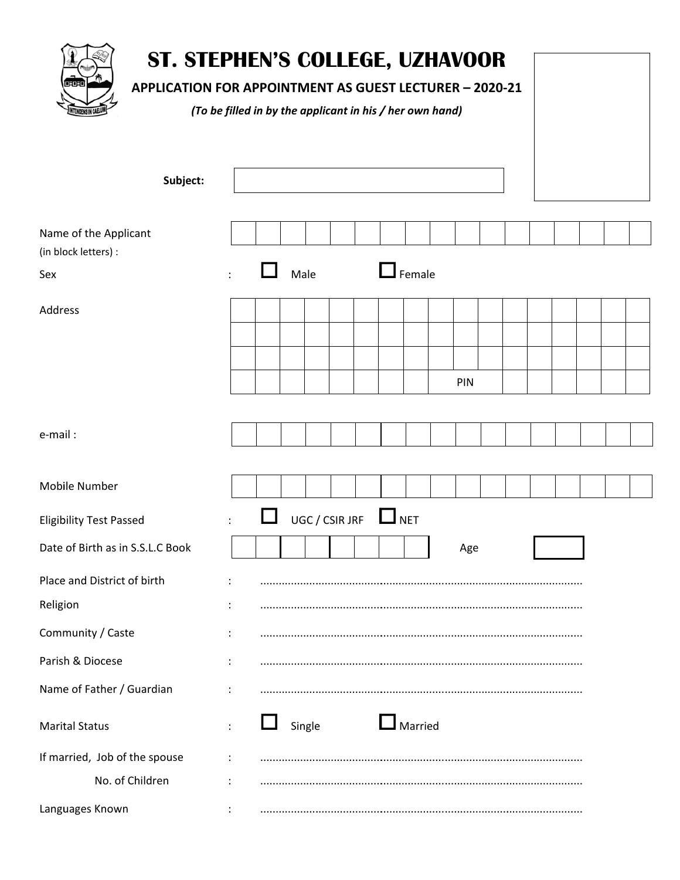# ST. STEPHEN'S COLLEGE, UZHAVOOR

## APPLICATION FOR APPOINTMENT AS GUEST LECTURER – 2020-21

*(To be filled in by the applicant in his / her own hand)*

**Subject:** ____________________

Name of the Applicant (in block letters) : ____________________

Sex : ☐ Male ☐ Female

Address : ____________________

PIN ____________________

e-mail : ____________________

Mobile Number ____________________

Eligibility Test Passed : ☐ UGC / CSIR JRF ☐ NET

Date of Birth as in S.S.L.C Book ____________________ Age ______

Place and District of birth : .......................................................................................................

Religion : .......................................................................................................

Community / Caste : .......................................................................................................

Parish & Diocese : .......................................................................................................

Name of Father / Guardian : .......................................................................................................

Marital Status : ☐ Single ☐ Married

If married, Job of the spouse : .......................................................................................................

No. of Children : .......................................................................................................

Languages Known : .......................................................................................................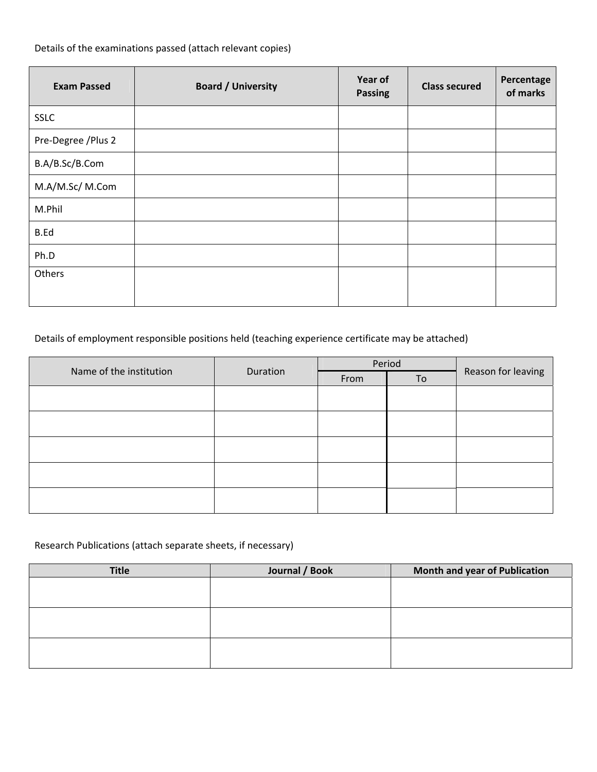Details of the examinations passed (attach relevant copies)

| Exam Passed | Board / University | Year of Passing | Class secured | Percentage of marks |
|---|---|---|---|---|
| SSLC | | | | |
| Pre-Degree /Plus 2 | | | | |
| B.A/B.Sc/B.Com | | | | |
| M.A/M.Sc/ M.Com | | | | |
| M.Phil | | | | |
| B.Ed | | | | |
| Ph.D | | | | |
| Others | | | | |

Details of employment responsible positions held (teaching experience certificate may be attached)

| Name of the institution | Duration | Period | | Reason for leaving |
|---|---|---|---|---|
| | | From | To | |
| | | | | |
| | | | | |
| | | | | |
| | | | | |
| | | | | |

Research Publications (attach separate sheets, if necessary)

| Title | Journal / Book | Month and year of Publication |
|---|---|---|
| | | |
| | | |
| | | |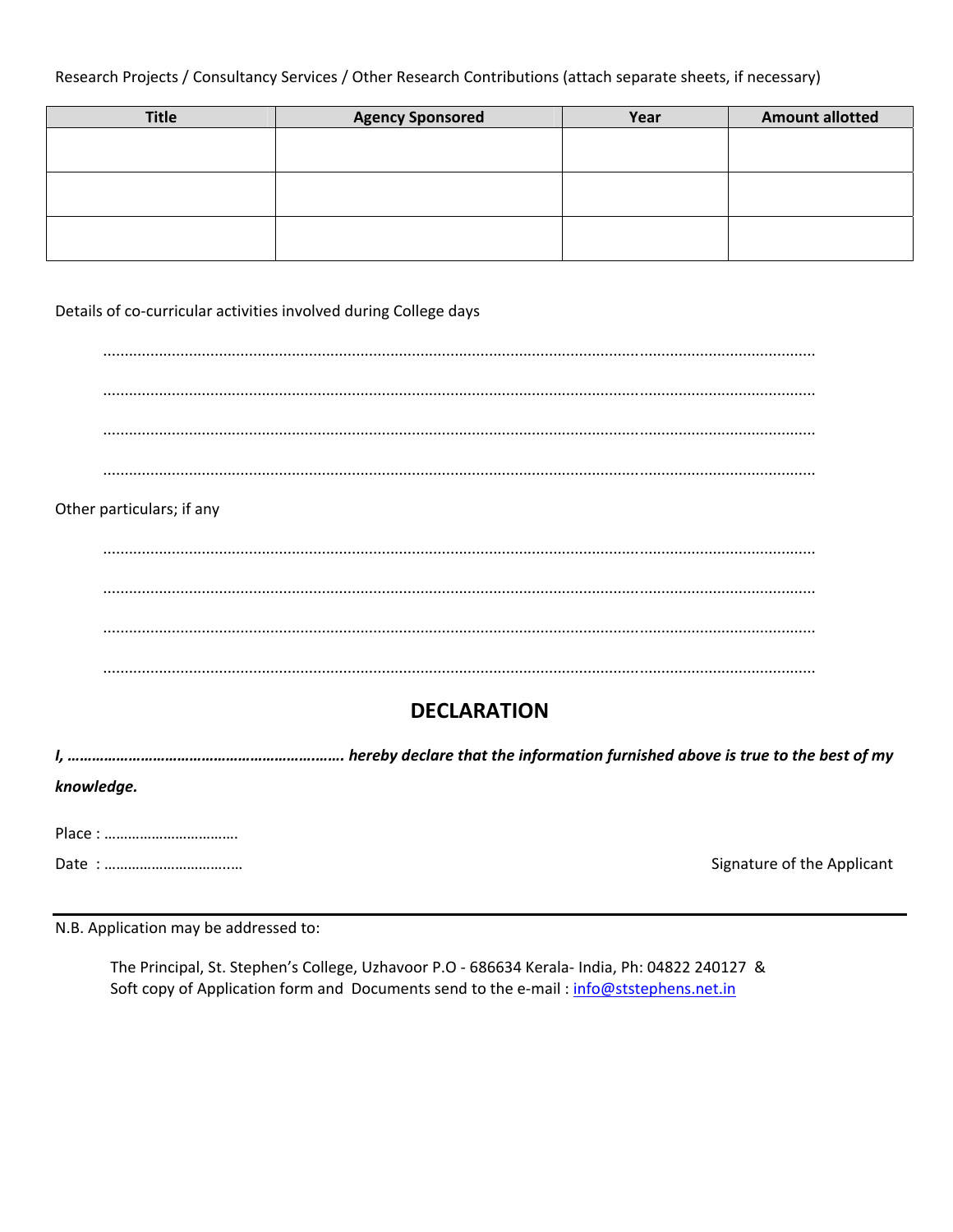Research Projects / Consultancy Services / Other Research Contributions (attach separate sheets, if necessary)

| Title | Agency Sponsored | Year | Amount allotted |
|---|---|---|---|
| | | | |
| | | | |
| | | | |

Details of co-curricular activities involved during College days

......................................................................................................................................................................

......................................................................................................................................................................

......................................................................................................................................................................

......................................................................................................................................................................

Other particulars; if any

......................................................................................................................................................................

......................................................................................................................................................................

......................................................................................................................................................................

......................................................................................................................................................................

## DECLARATION

***I, …………………………………………………………. hereby declare that the information furnished above is true to the best of my knowledge.***

Place : …………………………..

Date : …………………………..

Signature of the Applicant

---

N.B. Application may be addressed to:

The Principal, St. Stephen's College, Uzhavoor P.O - 686634 Kerala- India, Ph: 04822 240127 &
Soft copy of Application form and Documents send to the e-mail : info@ststephens.net.in